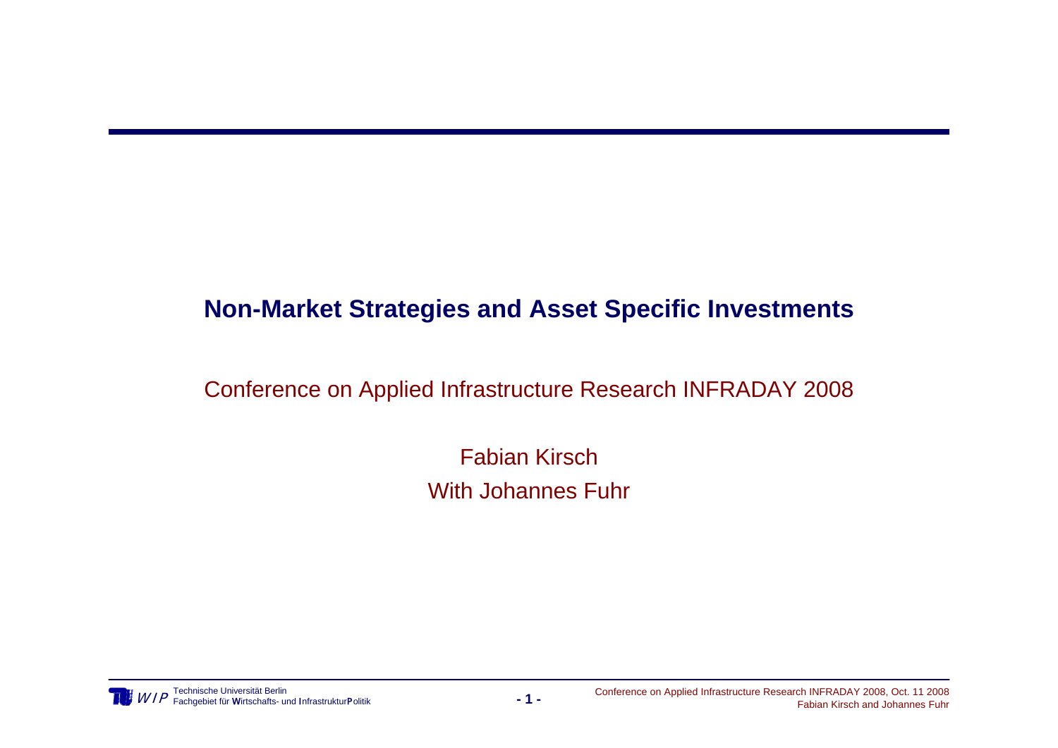# Non-Market Strategies and Asset Specific Investments

Conference on Applied Infrastructure Research INFRADAY 2008

Fabian Kirsch

With Johannes Fuhr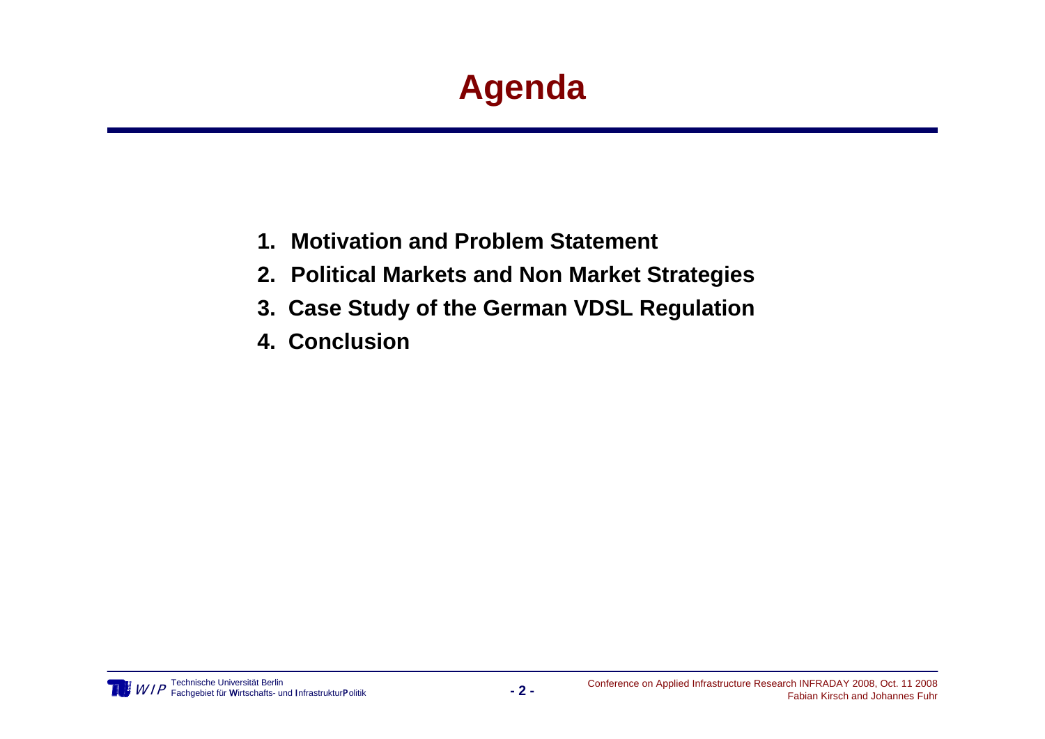# Agenda

1. **Motivation and Problem Statement**
2. **Political Markets and Non Market Strategies**
3. **Case Study of the German VDSL Regulation**
4. **Conclusion**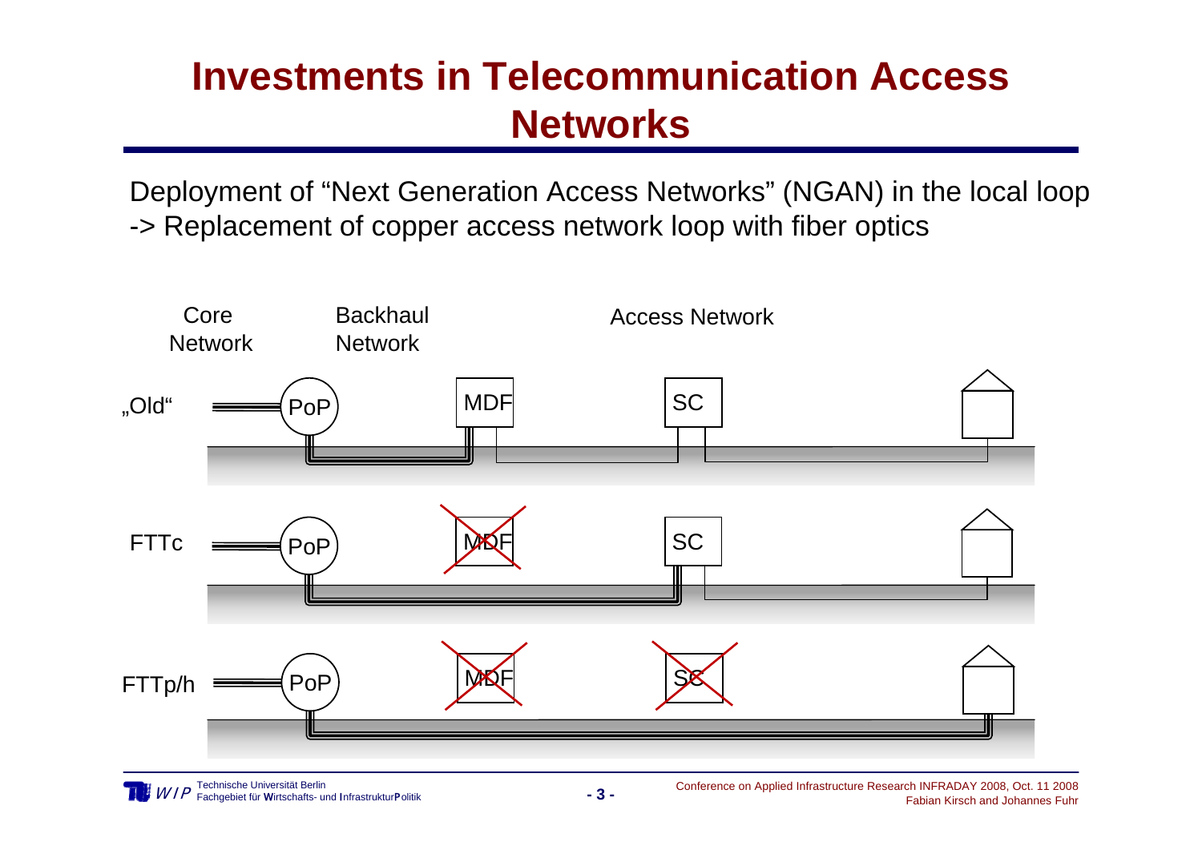# Investments in Telecommunication Access Networks

Deployment of "Next Generation Access Networks" (NGAN) in the local loop
-> Replacement of copper access network loop with fiber optics

Core Network | Backhaul Network | Access Network

„Old" — PoP — MDF — SC

FTTc — PoP — ~~MDF~~ — SC

FTTp/h — PoP — ~~MDF~~ — ~~SC~~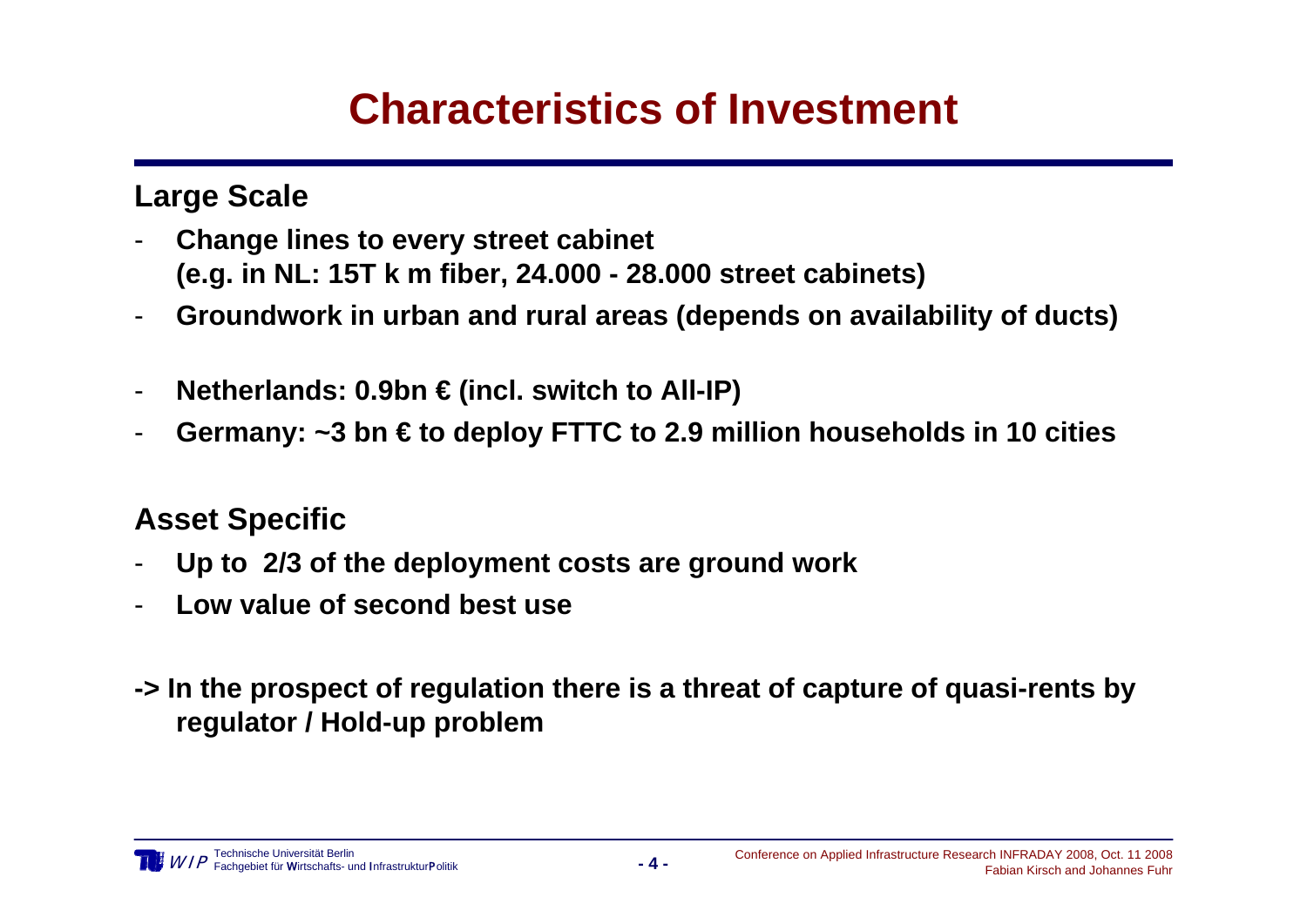# Characteristics of Investment

## Large Scale

- **Change lines to every street cabinet (e.g. in NL: 15T k m fiber, 24.000 - 28.000 street cabinets)**
- **Groundwork in urban and rural areas (depends on availability of ducts)**
- **Netherlands: 0.9bn € (incl. switch to All-IP)**
- **Germany: ~3 bn € to deploy FTTC to 2.9 million households in 10 cities**

## Asset Specific

- **Up to 2/3 of the deployment costs are ground work**
- **Low value of second best use**

**-> In the prospect of regulation there is a threat of capture of quasi-rents by regulator / Hold-up problem**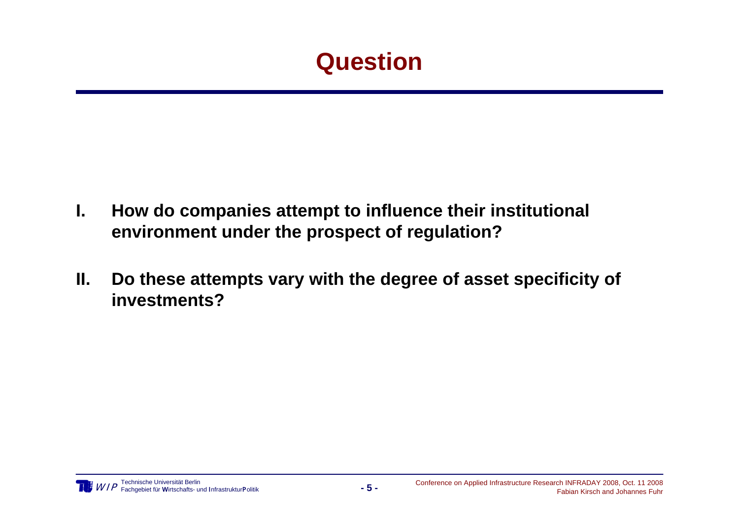# Question

I. **How do companies attempt to influence their institutional environment under the prospect of regulation?**

II. **Do these attempts vary with the degree of asset specificity of investments?**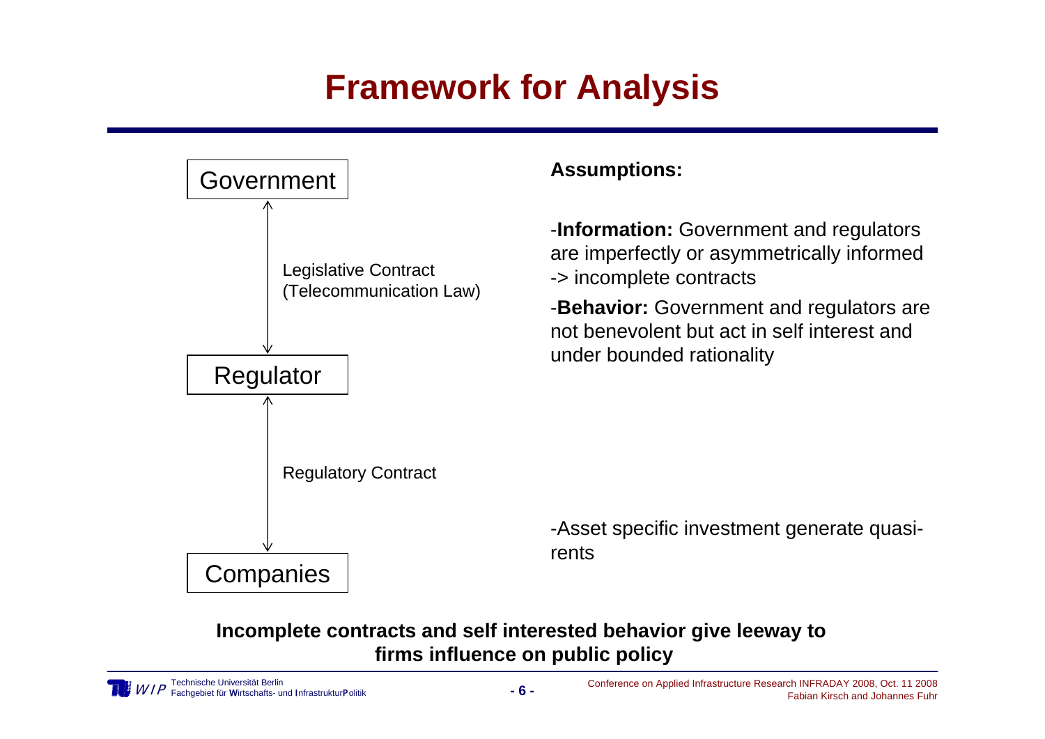# Framework for Analysis

Government

↕ Legislative Contract (Telecommunication Law)

Regulator

↕ Regulatory Contract

Companies

**Assumptions:**

-**Information:** Government and regulators are imperfectly or asymmetrically informed -> incomplete contracts

-**Behavior:** Government and regulators are not benevolent but act in self interest and under bounded rationality

-Asset specific investment generate quasi-rents

**Incomplete contracts and self interested behavior give leeway to firms influence on public policy**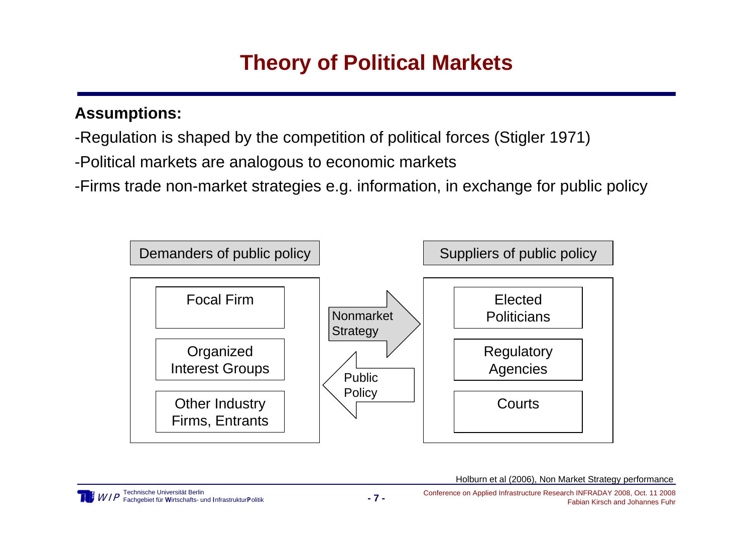# Theory of Political Markets

**Assumptions:**

-Regulation is shaped by the competition of political forces (Stigler 1971)

-Political markets are analogous to economic markets

-Firms trade non-market strategies e.g. information, in exchange for public policy

| Demanders of public policy | | Suppliers of public policy |
|---|---|---|
| Focal Firm | Nonmarket Strategy → | Elected Politicians |
| Organized Interest Groups | ← Public Policy | Regulatory Agencies |
| Other Industry Firms, Entrants | | Courts |

Holburn et al (2006), Non Market Strategy performance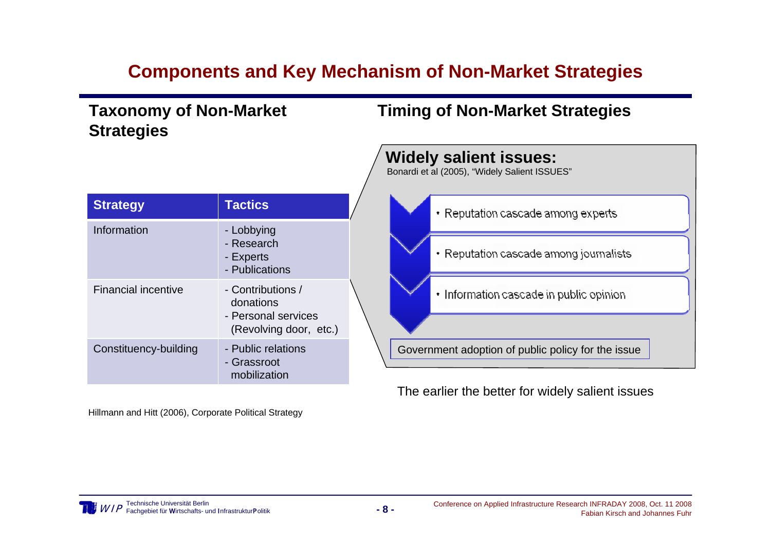# Components and Key Mechanism of Non-Market Strategies

## Taxonomy of Non-Market Strategies

| Strategy | Tactics |
|---|---|
| Information | - Lobbying<br>- Research<br>- Experts<br>- Publications |
| Financial incentive | - Contributions / donations<br>- Personal services (Revolving door, etc.) |
| Constituency-building | - Public relations<br>- Grassroot mobilization |

Hillmann and Hitt (2006), Corporate Political Strategy

## Timing of Non-Market Strategies

**Widely salient issues:**

Bonardi et al (2005), "Widely Salient ISSUES"

- Reputation cascade among experts
- Reputation cascade among journalists
- Information cascade in public opinion

Government adoption of public policy for the issue

The earlier the better for widely salient issues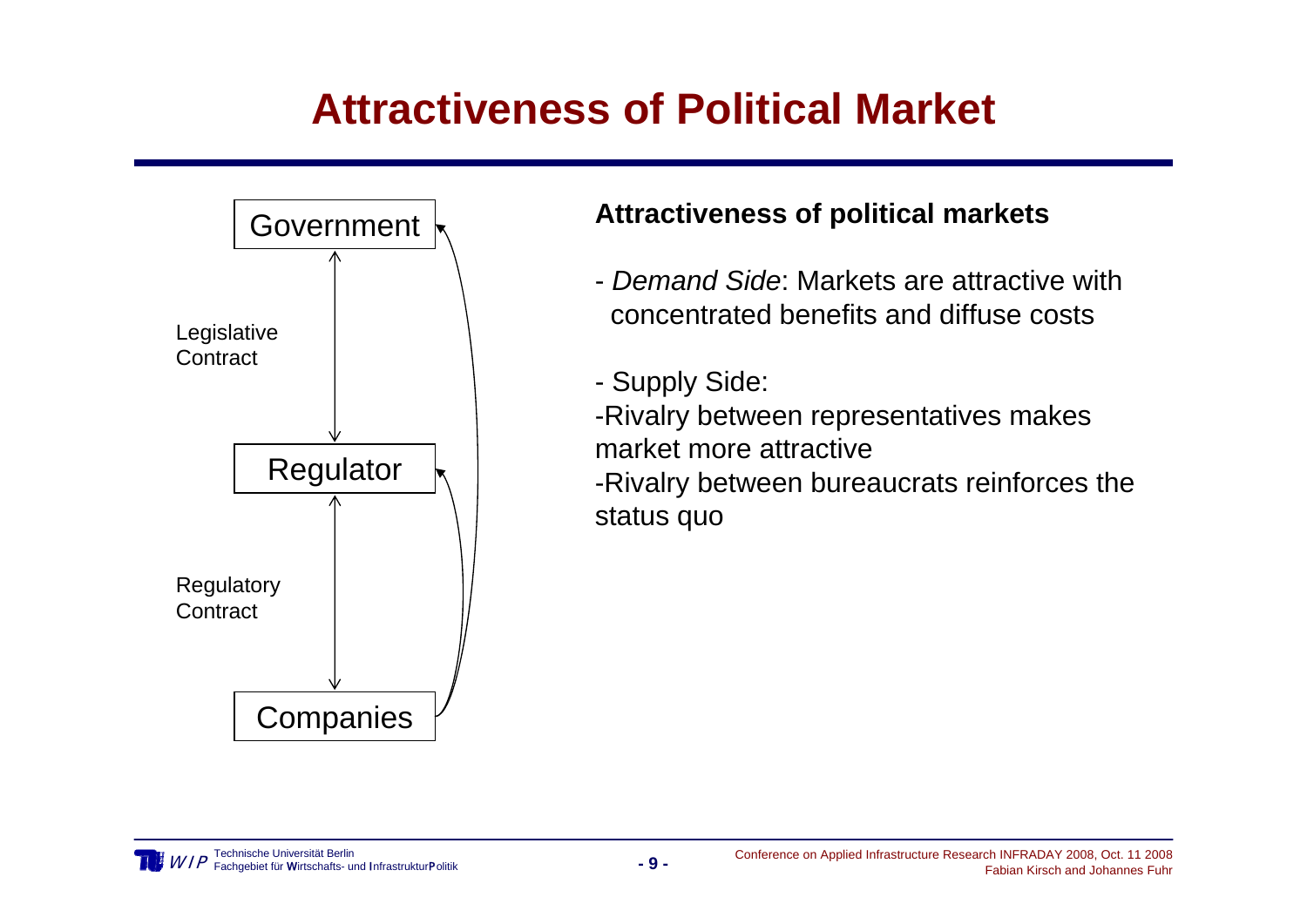# Attractiveness of Political Market

Government

Legislative Contract

Regulator

Regulatory Contract

Companies

**Attractiveness of political markets**

- *Demand Side*: Markets are attractive with concentrated benefits and diffuse costs

- Supply Side:

-Rivalry between representatives makes market more attractive

-Rivalry between bureaucrats reinforces the status quo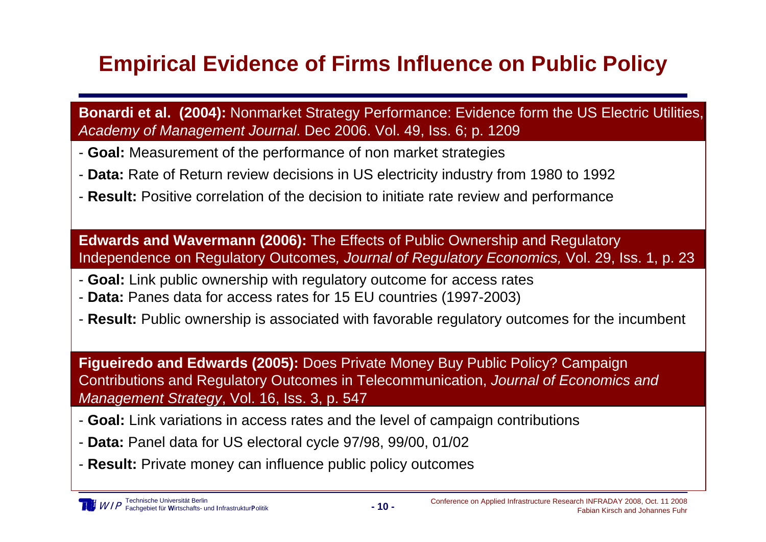# Empirical Evidence of Firms Influence on Public Policy

**Bonardi et al. (2004):** Nonmarket Strategy Performance: Evidence form the US Electric Utilities, *Academy of Management Journal*. Dec 2006. Vol. 49, Iss. 6; p. 1209

- **Goal:** Measurement of the performance of non market strategies
- **Data:** Rate of Return review decisions in US electricity industry from 1980 to 1992
- **Result:** Positive correlation of the decision to initiate rate review and performance

**Edwards and Wavermann (2006):** The Effects of Public Ownership and Regulatory Independence on Regulatory Outcomes*, Journal of Regulatory Economics,* Vol. 29, Iss. 1, p. 23

- **Goal:** Link public ownership with regulatory outcome for access rates
- **Data:** Panes data for access rates for 15 EU countries (1997-2003)
- **Result:** Public ownership is associated with favorable regulatory outcomes for the incumbent

**Figueiredo and Edwards (2005):** Does Private Money Buy Public Policy? Campaign Contributions and Regulatory Outcomes in Telecommunication, *Journal of Economics and Management Strategy*, Vol. 16, Iss. 3, p. 547

- **Goal:** Link variations in access rates and the level of campaign contributions
- **Data:** Panel data for US electoral cycle 97/98, 99/00, 01/02
- **Result:** Private money can influence public policy outcomes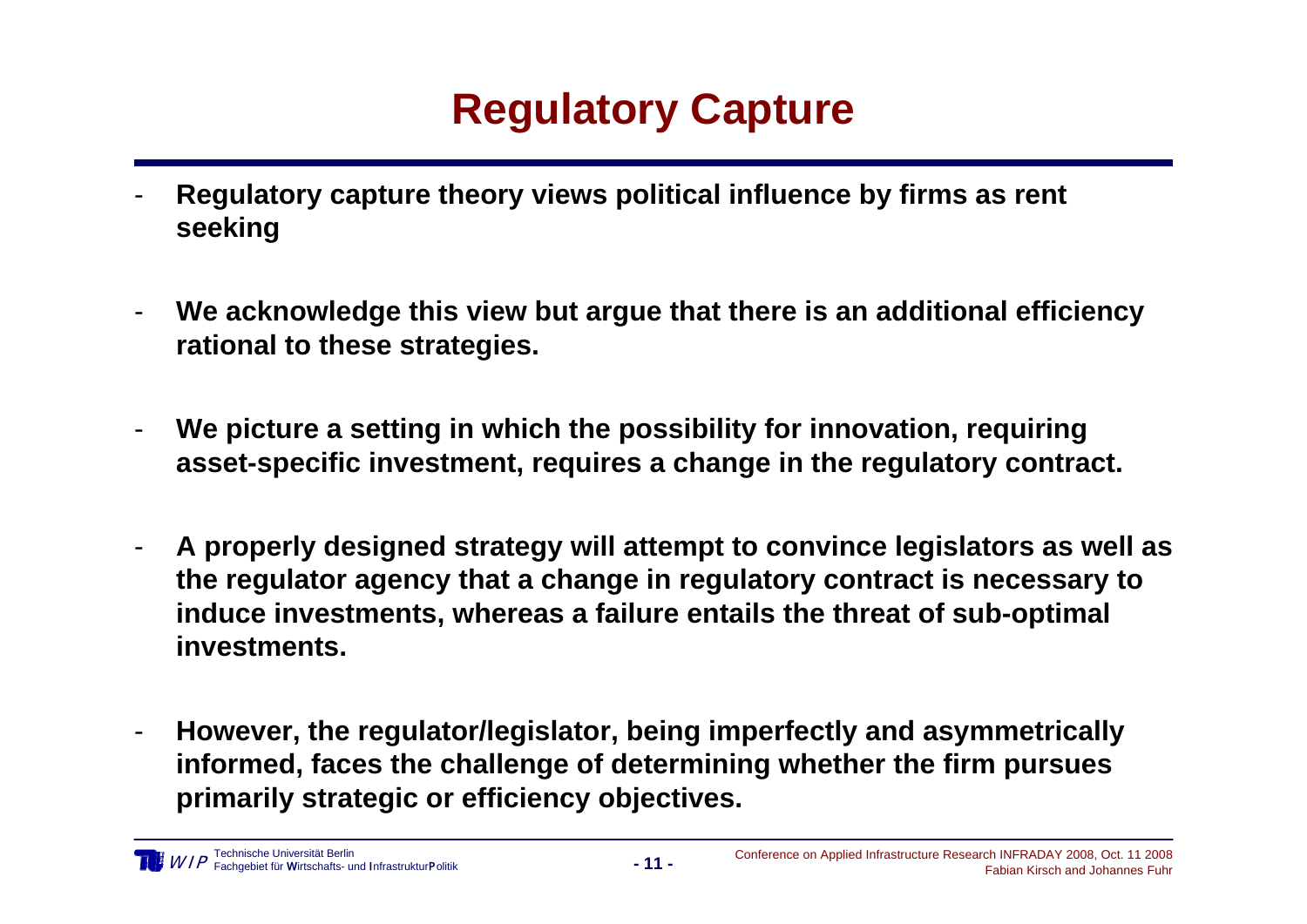# Regulatory Capture

- **Regulatory capture theory views political influence by firms as rent seeking**
- **We acknowledge this view but argue that there is an additional efficiency rational to these strategies.**
- **We picture a setting in which the possibility for innovation, requiring asset-specific investment, requires a change in the regulatory contract.**
- **A properly designed strategy will attempt to convince legislators as well as the regulator agency that a change in regulatory contract is necessary to induce investments, whereas a failure entails the threat of sub-optimal investments.**
- **However, the regulator/legislator, being imperfectly and asymmetrically informed, faces the challenge of determining whether the firm pursues primarily strategic or efficiency objectives.**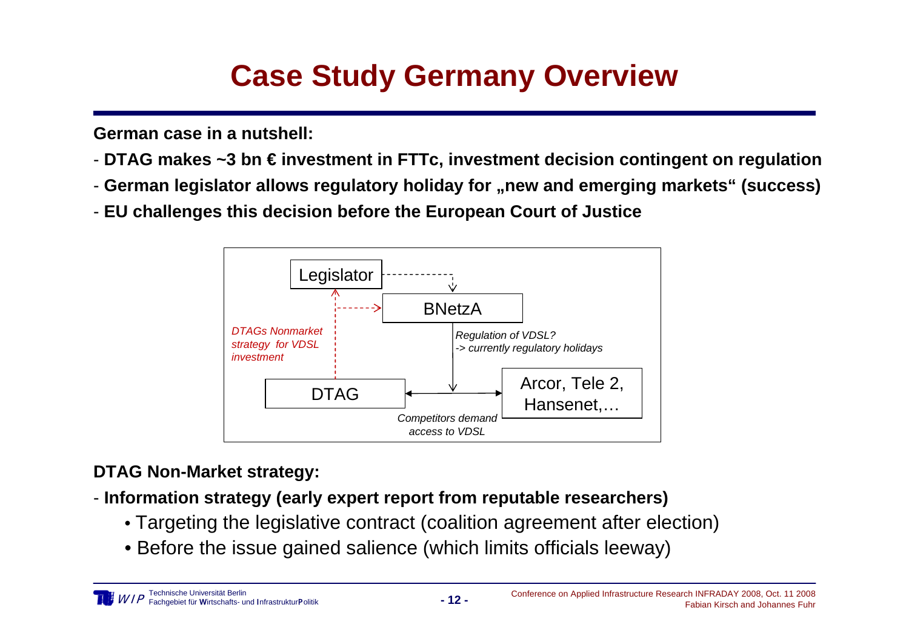# Case Study Germany Overview

**German case in a nutshell:**

- **DTAG makes ~3 bn € investment in FTTc, investment decision contingent on regulation**
- **German legislator allows regulatory holiday for „new and emerging markets“ (success)**
- **EU challenges this decision before the European Court of Justice**

Legislator

BNetzA

*DTAGs Nonmarket strategy for VDSL investment*

*Regulation of VDSL? -> currently regulatory holidays*

DTAG

Arcor, Tele 2, Hansenet,…

*Competitors demand access to VDSL*

**DTAG Non-Market strategy:**

- **Information strategy (early expert report from reputable researchers)**
  - Targeting the legislative contract (coalition agreement after election)
  - Before the issue gained salience (which limits officials leeway)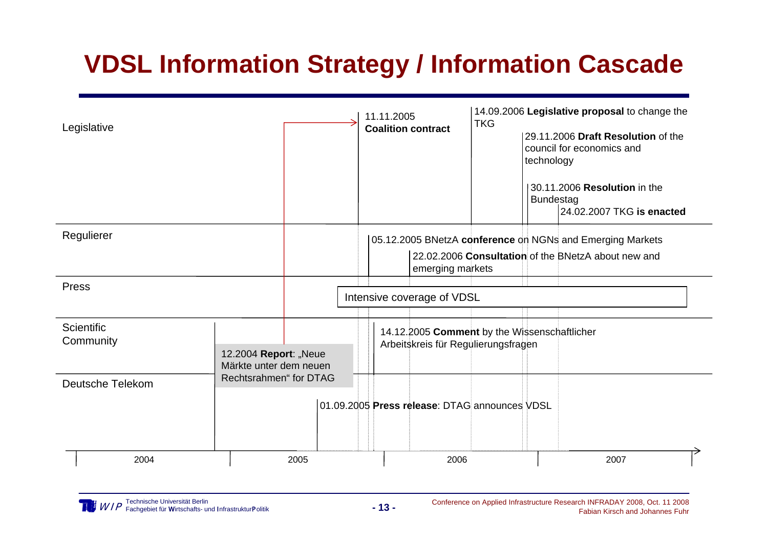# VDSL Information Strategy / Information Cascade

**Legislative**

- 11.11.2005 **Coalition contract**
- 14.09.2006 **Legislative proposal** to change the TKG
- 29.11.2006 **Draft Resolution** of the council for economics and technology
- 30.11.2006 **Resolution** in the Bundestag
- 24.02.2007 TKG **is enacted**

**Regulierer**

- 05.12.2005 BNetzA **conference** on NGNs and Emerging Markets
- 22.02.2006 **Consultation** of the BNetzA about new and emerging markets

**Press**

- Intensive coverage of VDSL

**Scientific Community**

- 12.2004 **Report**: „Neue Märkte unter dem neuen Rechtsrahmen“ for DTAG
- 14.12.2005 **Comment** by the Wissenschaftlicher Arbeitskreis für Regulierungsfragen

**Deutsche Telekom**

- 01.09.2005 **Press release**: DTAG announces VDSL

2004 | 2005 | 2006 | 2007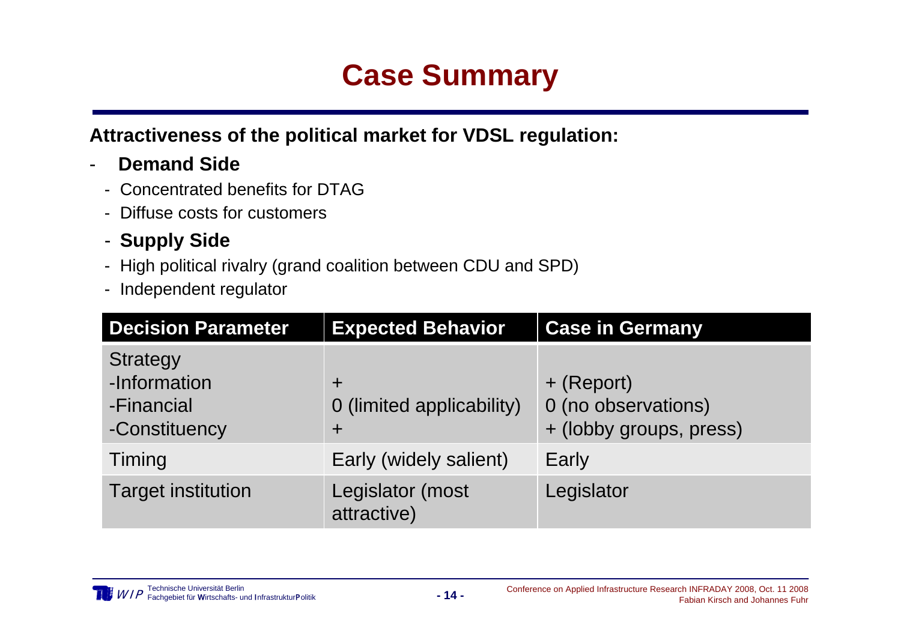# Case Summary

**Attractiveness of the political market for VDSL regulation:**

- **Demand Side**
  - Concentrated benefits for DTAG
  - Diffuse costs for customers
- **Supply Side**
  - High political rivalry (grand coalition between CDU and SPD)
  - Independent regulator

| Decision Parameter | Expected Behavior | Case in Germany |
|---|---|---|
| Strategy<br>-Information<br>-Financial<br>-Constituency | <br>+<br>0 (limited applicability)<br>+ | <br>+ (Report)<br>0 (no observations)<br>+ (lobby groups, press) |
| Timing | Early (widely salient) | Early |
| Target institution | Legislator (most attractive) | Legislator |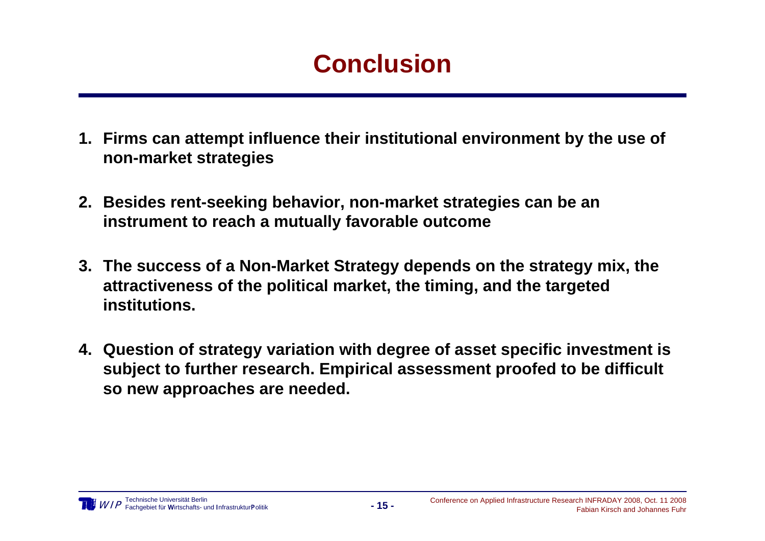# Conclusion

1. **Firms can attempt influence their institutional environment by the use of non-market strategies**

2. **Besides rent-seeking behavior, non-market strategies can be an instrument to reach a mutually favorable outcome**

3. **The success of a Non-Market Strategy depends on the strategy mix, the attractiveness of the political market, the timing, and the targeted institutions.**

4. **Question of strategy variation with degree of asset specific investment is subject to further research. Empirical assessment proofed to be difficult so new approaches are needed.**